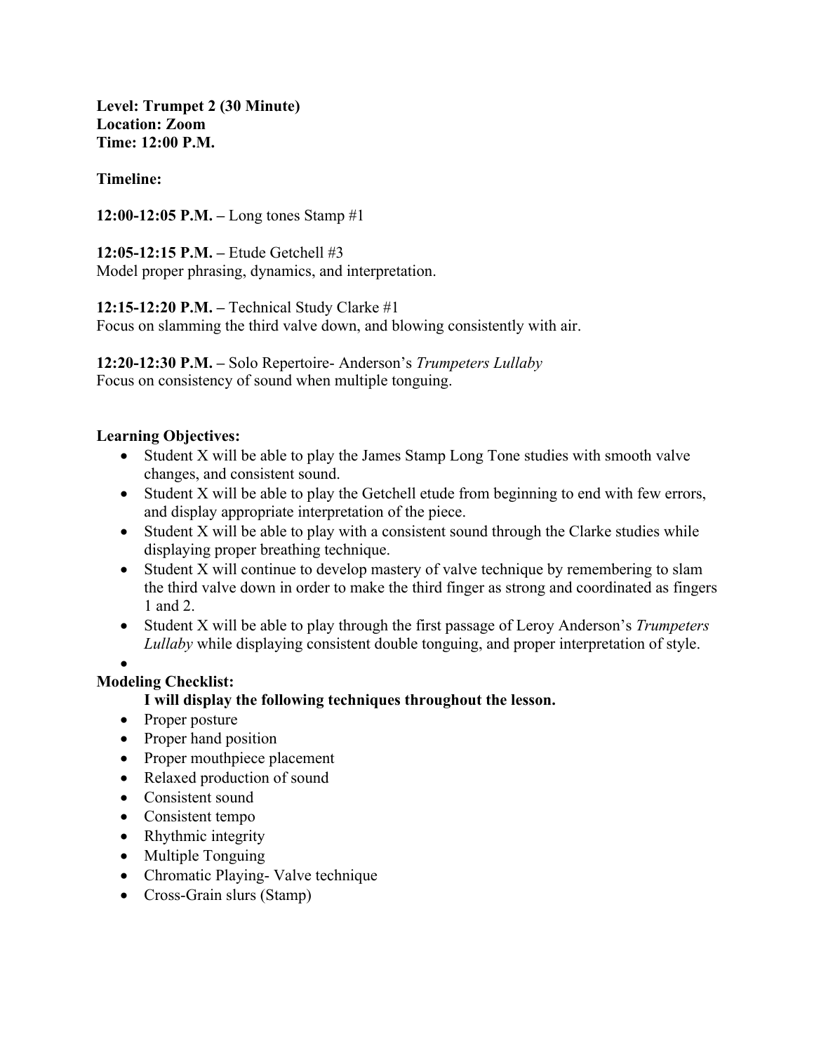**Level: Trumpet 2 (30 Minute)**
**Location: Zoom**
**Time: 12:00 P.M.**

**Timeline:**

**12:00-12:05 P.M. –** Long tones Stamp #1

**12:05-12:15 P.M. –** Etude Getchell #3
Model proper phrasing, dynamics, and interpretation.

**12:15-12:20 P.M. –** Technical Study Clarke #1
Focus on slamming the third valve down, and blowing consistently with air.

**12:20-12:30 P.M. –** Solo Repertoire- Anderson's *Trumpeters Lullaby*
Focus on consistency of sound when multiple tonguing.

**Learning Objectives:**

- Student X will be able to play the James Stamp Long Tone studies with smooth valve changes, and consistent sound.
- Student X will be able to play the Getchell etude from beginning to end with few errors, and display appropriate interpretation of the piece.
- Student X will be able to play with a consistent sound through the Clarke studies while displaying proper breathing technique.
- Student X will continue to develop mastery of valve technique by remembering to slam the third valve down in order to make the third finger as strong and coordinated as fingers 1 and 2.
- Student X will be able to play through the first passage of Leroy Anderson's *Trumpeters Lullaby* while displaying consistent double tonguing, and proper interpretation of style.
-

**Modeling Checklist:**

**I will display the following techniques throughout the lesson.**

- Proper posture
- Proper hand position
- Proper mouthpiece placement
- Relaxed production of sound
- Consistent sound
- Consistent tempo
- Rhythmic integrity
- Multiple Tonguing
- Chromatic Playing- Valve technique
- Cross-Grain slurs (Stamp)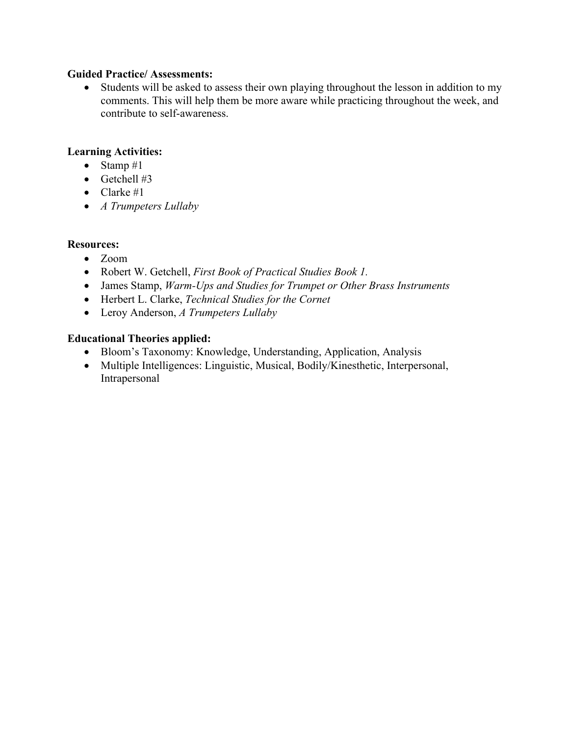**Guided Practice/ Assessments:**

- Students will be asked to assess their own playing throughout the lesson in addition to my comments. This will help them be more aware while practicing throughout the week, and contribute to self-awareness.

**Learning Activities:**

- Stamp #1
- Getchell #3
- Clarke #1
- *A Trumpeters Lullaby*

**Resources:**

- Zoom
- Robert W. Getchell, *First Book of Practical Studies Book 1.*
- James Stamp, *Warm-Ups and Studies for Trumpet or Other Brass Instruments*
- Herbert L. Clarke, *Technical Studies for the Cornet*
- Leroy Anderson, *A Trumpeters Lullaby*

**Educational Theories applied:**

- Bloom's Taxonomy: Knowledge, Understanding, Application, Analysis
- Multiple Intelligences: Linguistic, Musical, Bodily/Kinesthetic, Interpersonal, Intrapersonal